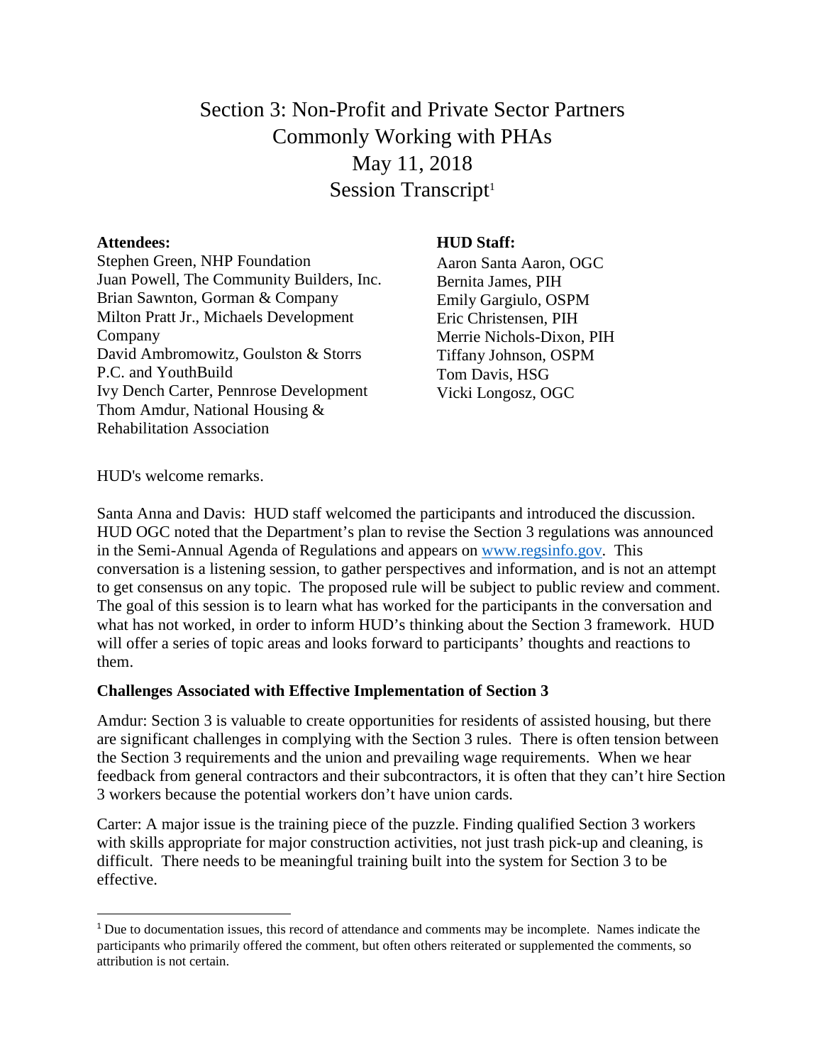# Section 3: Non-Profit and Private Sector Partners Commonly Working with PHAs
# May 11, 2018
# Session Transcript[1]

**Attendees:**

Stephen Green, NHP Foundation
Juan Powell, The Community Builders, Inc.
Brian Sawnton, Gorman & Company
Milton Pratt Jr., Michaels Development Company
David Ambromowitz, Goulston & Storrs P.C. and YouthBuild
Ivy Dench Carter, Pennrose Development
Thom Amdur, National Housing & Rehabilitation Association

**HUD Staff:**

Aaron Santa Aaron, OGC
Bernita James, PIH
Emily Gargiulo, OSPM
Eric Christensen, PIH
Merrie Nichols-Dixon, PIH
Tiffany Johnson, OSPM
Tom Davis, HSG
Vicki Longosz, OGC

HUD's welcome remarks.

Santa Anna and Davis: HUD staff welcomed the participants and introduced the discussion. HUD OGC noted that the Department's plan to revise the Section 3 regulations was announced in the Semi-Annual Agenda of Regulations and appears on [www.regsinfo.gov](www.regsinfo.gov). This conversation is a listening session, to gather perspectives and information, and is not an attempt to get consensus on any topic. The proposed rule will be subject to public review and comment. The goal of this session is to learn what has worked for the participants in the conversation and what has not worked, in order to inform HUD's thinking about the Section 3 framework. HUD will offer a series of topic areas and looks forward to participants' thoughts and reactions to them.

**Challenges Associated with Effective Implementation of Section 3**

Amdur: Section 3 is valuable to create opportunities for residents of assisted housing, but there are significant challenges in complying with the Section 3 rules. There is often tension between the Section 3 requirements and the union and prevailing wage requirements. When we hear feedback from general contractors and their subcontractors, it is often that they can't hire Section 3 workers because the potential workers don't have union cards.

Carter: A major issue is the training piece of the puzzle. Finding qualified Section 3 workers with skills appropriate for major construction activities, not just trash pick-up and cleaning, is difficult. There needs to be meaningful training built into the system for Section 3 to be effective.

---

[1] Due to documentation issues, this record of attendance and comments may be incomplete. Names indicate the participants who primarily offered the comment, but often others reiterated or supplemented the comments, so attribution is not certain.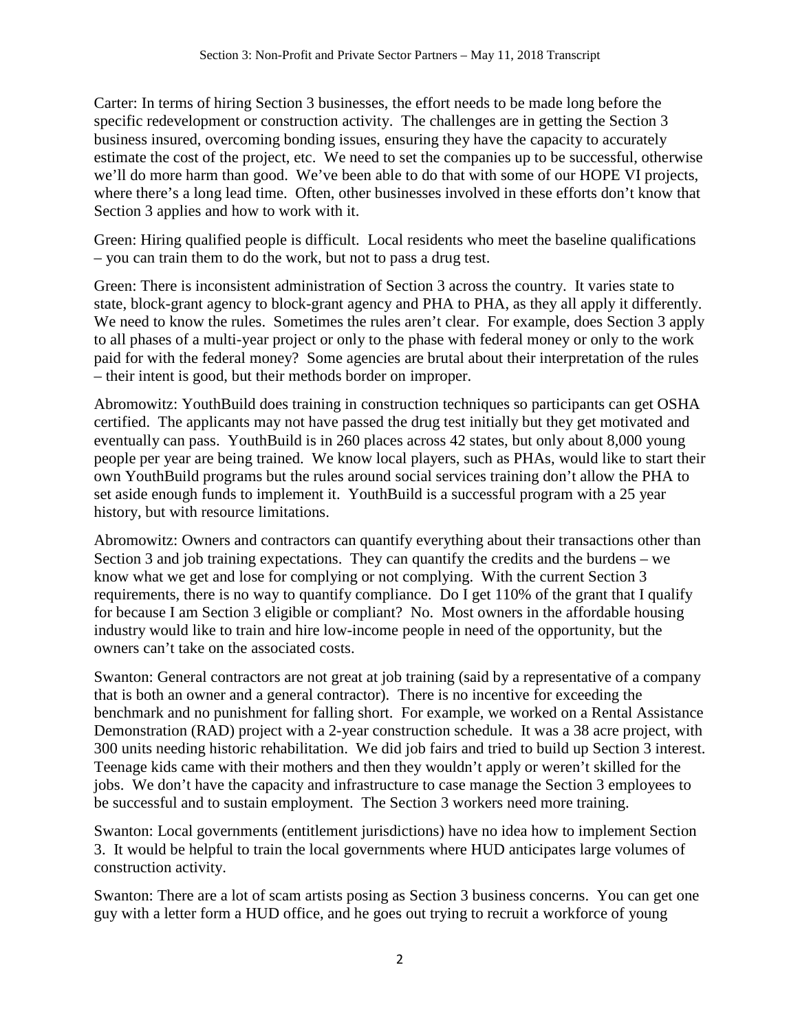Carter: In terms of hiring Section 3 businesses, the effort needs to be made long before the specific redevelopment or construction activity. The challenges are in getting the Section 3 business insured, overcoming bonding issues, ensuring they have the capacity to accurately estimate the cost of the project, etc. We need to set the companies up to be successful, otherwise we'll do more harm than good. We've been able to do that with some of our HOPE VI projects, where there's a long lead time. Often, other businesses involved in these efforts don't know that Section 3 applies and how to work with it.

Green: Hiring qualified people is difficult. Local residents who meet the baseline qualifications – you can train them to do the work, but not to pass a drug test.

Green: There is inconsistent administration of Section 3 across the country. It varies state to state, block-grant agency to block-grant agency and PHA to PHA, as they all apply it differently. We need to know the rules. Sometimes the rules aren't clear. For example, does Section 3 apply to all phases of a multi-year project or only to the phase with federal money or only to the work paid for with the federal money? Some agencies are brutal about their interpretation of the rules – their intent is good, but their methods border on improper.

Abromowitz: YouthBuild does training in construction techniques so participants can get OSHA certified. The applicants may not have passed the drug test initially but they get motivated and eventually can pass. YouthBuild is in 260 places across 42 states, but only about 8,000 young people per year are being trained. We know local players, such as PHAs, would like to start their own YouthBuild programs but the rules around social services training don't allow the PHA to set aside enough funds to implement it. YouthBuild is a successful program with a 25 year history, but with resource limitations.

Abromowitz: Owners and contractors can quantify everything about their transactions other than Section 3 and job training expectations. They can quantify the credits and the burdens – we know what we get and lose for complying or not complying. With the current Section 3 requirements, there is no way to quantify compliance. Do I get 110% of the grant that I qualify for because I am Section 3 eligible or compliant? No. Most owners in the affordable housing industry would like to train and hire low-income people in need of the opportunity, but the owners can't take on the associated costs.

Swanton: General contractors are not great at job training (said by a representative of a company that is both an owner and a general contractor). There is no incentive for exceeding the benchmark and no punishment for falling short. For example, we worked on a Rental Assistance Demonstration (RAD) project with a 2-year construction schedule. It was a 38 acre project, with 300 units needing historic rehabilitation. We did job fairs and tried to build up Section 3 interest. Teenage kids came with their mothers and then they wouldn't apply or weren't skilled for the jobs. We don't have the capacity and infrastructure to case manage the Section 3 employees to be successful and to sustain employment. The Section 3 workers need more training.

Swanton: Local governments (entitlement jurisdictions) have no idea how to implement Section 3. It would be helpful to train the local governments where HUD anticipates large volumes of construction activity.

Swanton: There are a lot of scam artists posing as Section 3 business concerns. You can get one guy with a letter form a HUD office, and he goes out trying to recruit a workforce of young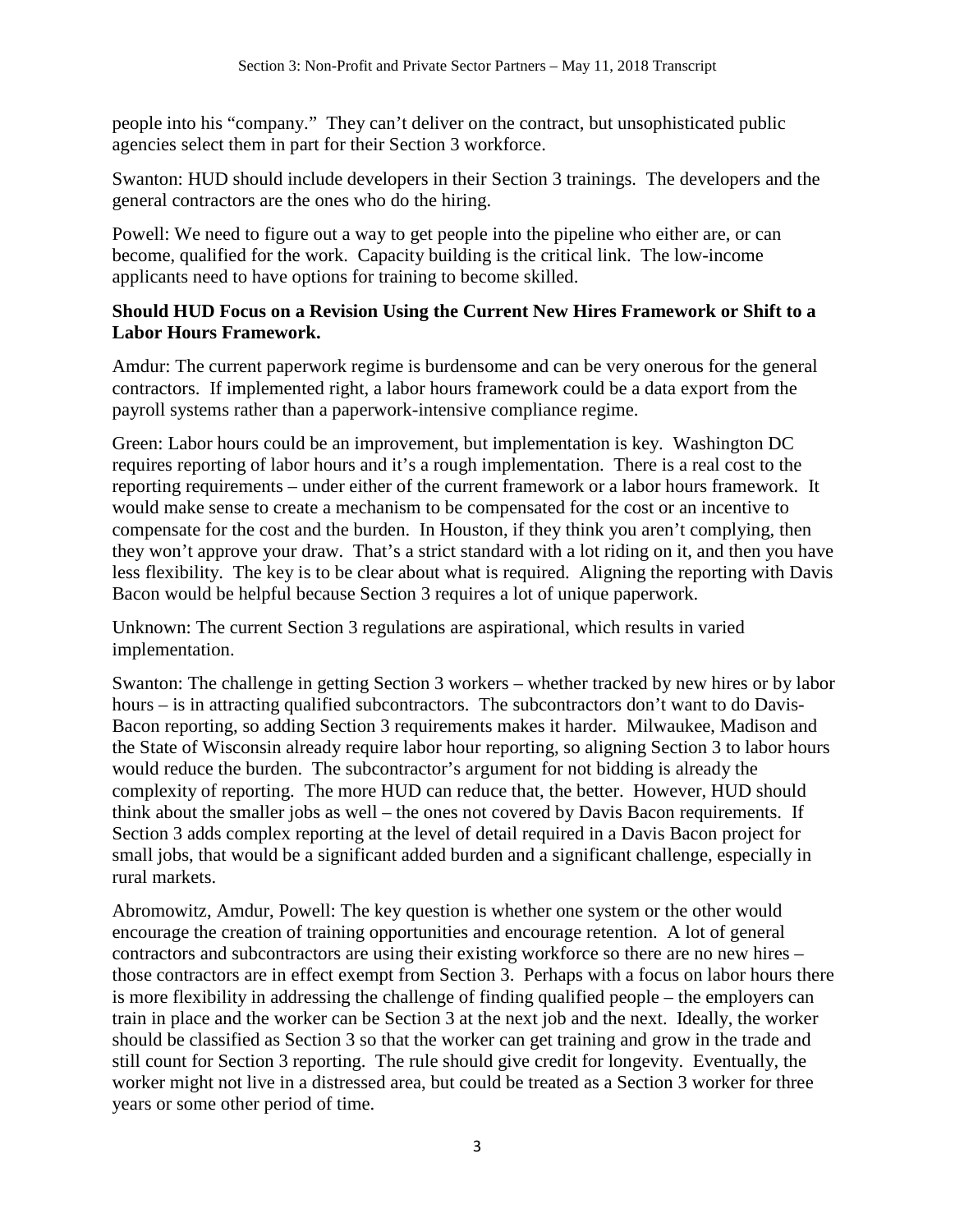people into his "company." They can't deliver on the contract, but unsophisticated public agencies select them in part for their Section 3 workforce.

Swanton: HUD should include developers in their Section 3 trainings. The developers and the general contractors are the ones who do the hiring.

Powell: We need to figure out a way to get people into the pipeline who either are, or can become, qualified for the work. Capacity building is the critical link. The low-income applicants need to have options for training to become skilled.

**Should HUD Focus on a Revision Using the Current New Hires Framework or Shift to a Labor Hours Framework.**

Amdur: The current paperwork regime is burdensome and can be very onerous for the general contractors. If implemented right, a labor hours framework could be a data export from the payroll systems rather than a paperwork-intensive compliance regime.

Green: Labor hours could be an improvement, but implementation is key. Washington DC requires reporting of labor hours and it's a rough implementation. There is a real cost to the reporting requirements – under either of the current framework or a labor hours framework. It would make sense to create a mechanism to be compensated for the cost or an incentive to compensate for the cost and the burden. In Houston, if they think you aren't complying, then they won't approve your draw. That's a strict standard with a lot riding on it, and then you have less flexibility. The key is to be clear about what is required. Aligning the reporting with Davis Bacon would be helpful because Section 3 requires a lot of unique paperwork.

Unknown: The current Section 3 regulations are aspirational, which results in varied implementation.

Swanton: The challenge in getting Section 3 workers – whether tracked by new hires or by labor hours – is in attracting qualified subcontractors. The subcontractors don't want to do Davis-Bacon reporting, so adding Section 3 requirements makes it harder. Milwaukee, Madison and the State of Wisconsin already require labor hour reporting, so aligning Section 3 to labor hours would reduce the burden. The subcontractor's argument for not bidding is already the complexity of reporting. The more HUD can reduce that, the better. However, HUD should think about the smaller jobs as well – the ones not covered by Davis Bacon requirements. If Section 3 adds complex reporting at the level of detail required in a Davis Bacon project for small jobs, that would be a significant added burden and a significant challenge, especially in rural markets.

Abromowitz, Amdur, Powell: The key question is whether one system or the other would encourage the creation of training opportunities and encourage retention. A lot of general contractors and subcontractors are using their existing workforce so there are no new hires – those contractors are in effect exempt from Section 3. Perhaps with a focus on labor hours there is more flexibility in addressing the challenge of finding qualified people – the employers can train in place and the worker can be Section 3 at the next job and the next. Ideally, the worker should be classified as Section 3 so that the worker can get training and grow in the trade and still count for Section 3 reporting. The rule should give credit for longevity. Eventually, the worker might not live in a distressed area, but could be treated as a Section 3 worker for three years or some other period of time.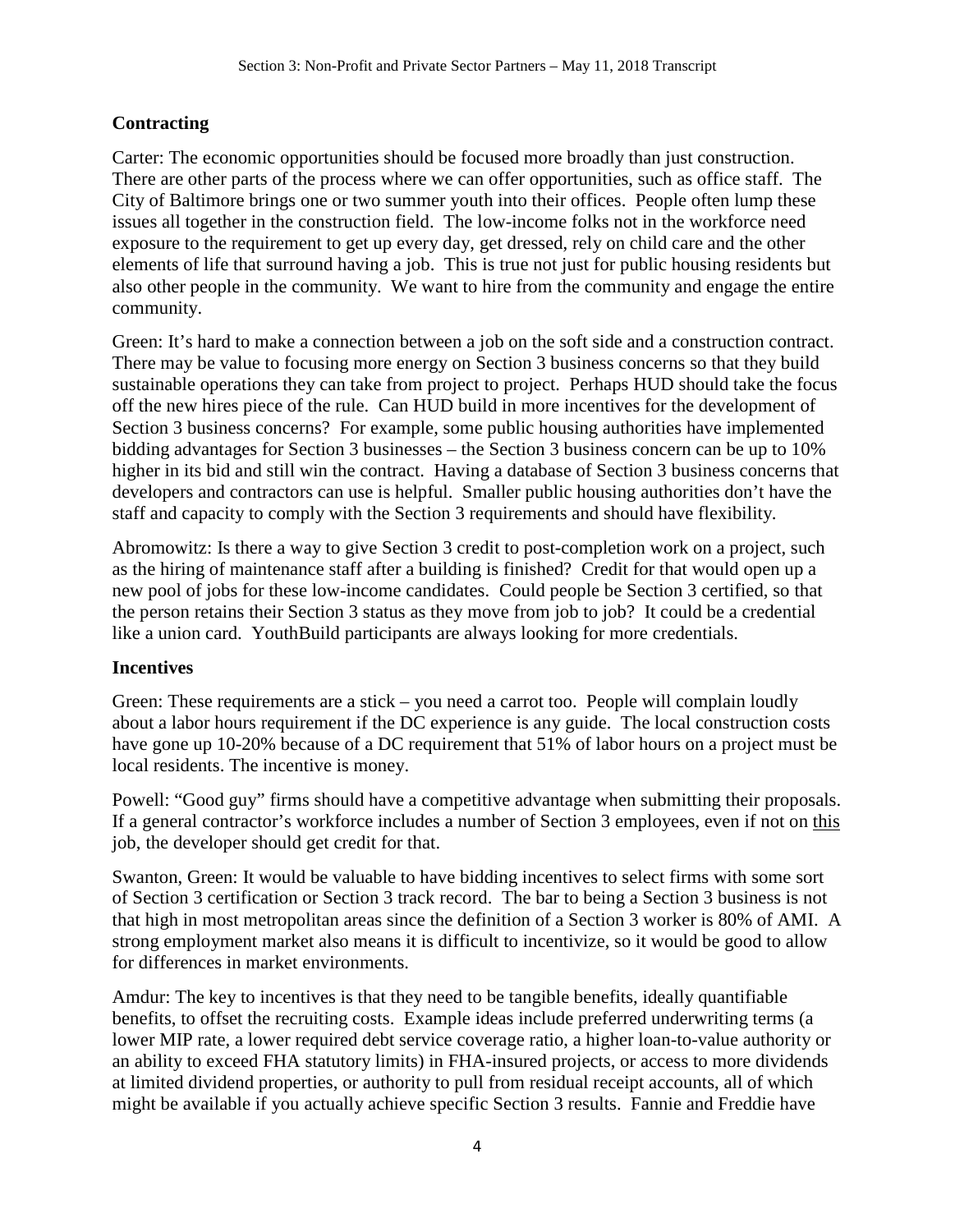## Contracting

Carter: The economic opportunities should be focused more broadly than just construction. There are other parts of the process where we can offer opportunities, such as office staff. The City of Baltimore brings one or two summer youth into their offices. People often lump these issues all together in the construction field. The low-income folks not in the workforce need exposure to the requirement to get up every day, get dressed, rely on child care and the other elements of life that surround having a job. This is true not just for public housing residents but also other people in the community. We want to hire from the community and engage the entire community.

Green: It's hard to make a connection between a job on the soft side and a construction contract. There may be value to focusing more energy on Section 3 business concerns so that they build sustainable operations they can take from project to project. Perhaps HUD should take the focus off the new hires piece of the rule. Can HUD build in more incentives for the development of Section 3 business concerns? For example, some public housing authorities have implemented bidding advantages for Section 3 businesses – the Section 3 business concern can be up to 10% higher in its bid and still win the contract. Having a database of Section 3 business concerns that developers and contractors can use is helpful. Smaller public housing authorities don't have the staff and capacity to comply with the Section 3 requirements and should have flexibility.

Abromowitz: Is there a way to give Section 3 credit to post-completion work on a project, such as the hiring of maintenance staff after a building is finished? Credit for that would open up a new pool of jobs for these low-income candidates. Could people be Section 3 certified, so that the person retains their Section 3 status as they move from job to job? It could be a credential like a union card. YouthBuild participants are always looking for more credentials.

## Incentives

Green: These requirements are a stick – you need a carrot too. People will complain loudly about a labor hours requirement if the DC experience is any guide. The local construction costs have gone up 10-20% because of a DC requirement that 51% of labor hours on a project must be local residents. The incentive is money.

Powell: "Good guy" firms should have a competitive advantage when submitting their proposals. If a general contractor's workforce includes a number of Section 3 employees, even if not on <u>this</u> job, the developer should get credit for that.

Swanton, Green: It would be valuable to have bidding incentives to select firms with some sort of Section 3 certification or Section 3 track record. The bar to being a Section 3 business is not that high in most metropolitan areas since the definition of a Section 3 worker is 80% of AMI. A strong employment market also means it is difficult to incentivize, so it would be good to allow for differences in market environments.

Amdur: The key to incentives is that they need to be tangible benefits, ideally quantifiable benefits, to offset the recruiting costs. Example ideas include preferred underwriting terms (a lower MIP rate, a lower required debt service coverage ratio, a higher loan-to-value authority or an ability to exceed FHA statutory limits) in FHA-insured projects, or access to more dividends at limited dividend properties, or authority to pull from residual receipt accounts, all of which might be available if you actually achieve specific Section 3 results. Fannie and Freddie have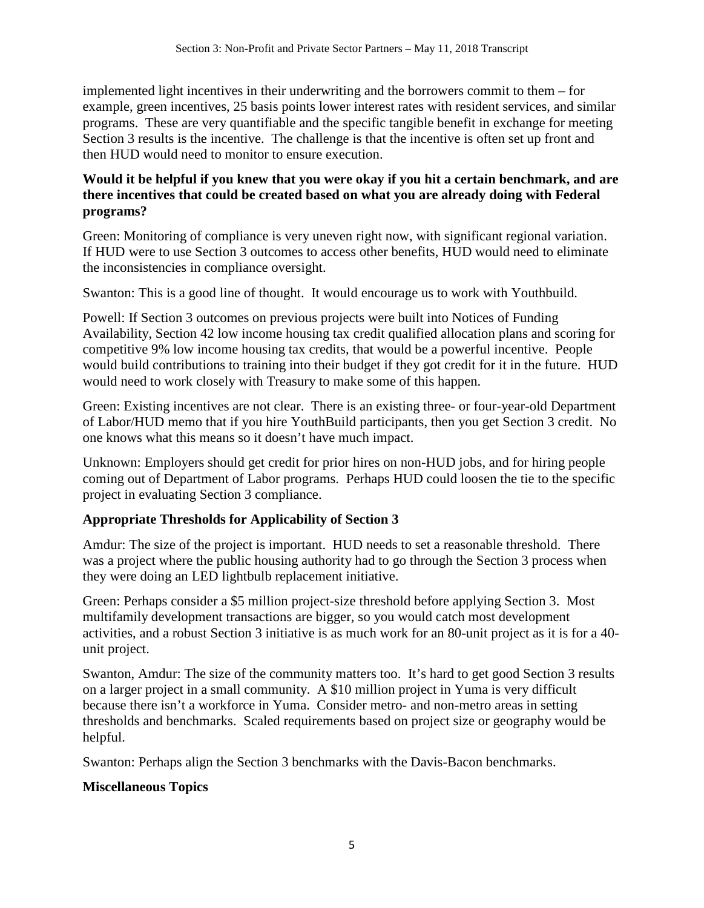implemented light incentives in their underwriting and the borrowers commit to them – for example, green incentives, 25 basis points lower interest rates with resident services, and similar programs. These are very quantifiable and the specific tangible benefit in exchange for meeting Section 3 results is the incentive. The challenge is that the incentive is often set up front and then HUD would need to monitor to ensure execution.

**Would it be helpful if you knew that you were okay if you hit a certain benchmark, and are there incentives that could be created based on what you are already doing with Federal programs?**

Green: Monitoring of compliance is very uneven right now, with significant regional variation. If HUD were to use Section 3 outcomes to access other benefits, HUD would need to eliminate the inconsistencies in compliance oversight.

Swanton: This is a good line of thought. It would encourage us to work with Youthbuild.

Powell: If Section 3 outcomes on previous projects were built into Notices of Funding Availability, Section 42 low income housing tax credit qualified allocation plans and scoring for competitive 9% low income housing tax credits, that would be a powerful incentive. People would build contributions to training into their budget if they got credit for it in the future. HUD would need to work closely with Treasury to make some of this happen.

Green: Existing incentives are not clear. There is an existing three- or four-year-old Department of Labor/HUD memo that if you hire YouthBuild participants, then you get Section 3 credit. No one knows what this means so it doesn't have much impact.

Unknown: Employers should get credit for prior hires on non-HUD jobs, and for hiring people coming out of Department of Labor programs. Perhaps HUD could loosen the tie to the specific project in evaluating Section 3 compliance.

## Appropriate Thresholds for Applicability of Section 3

Amdur: The size of the project is important. HUD needs to set a reasonable threshold. There was a project where the public housing authority had to go through the Section 3 process when they were doing an LED lightbulb replacement initiative.

Green: Perhaps consider a $5 million project-size threshold before applying Section 3. Most multifamily development transactions are bigger, so you would catch most development activities, and a robust Section 3 initiative is as much work for an 80-unit project as it is for a 40-unit project.

Swanton, Amdur: The size of the community matters too. It's hard to get good Section 3 results on a larger project in a small community. A $10 million project in Yuma is very difficult because there isn't a workforce in Yuma. Consider metro- and non-metro areas in setting thresholds and benchmarks. Scaled requirements based on project size or geography would be helpful.

Swanton: Perhaps align the Section 3 benchmarks with the Davis-Bacon benchmarks.

## Miscellaneous Topics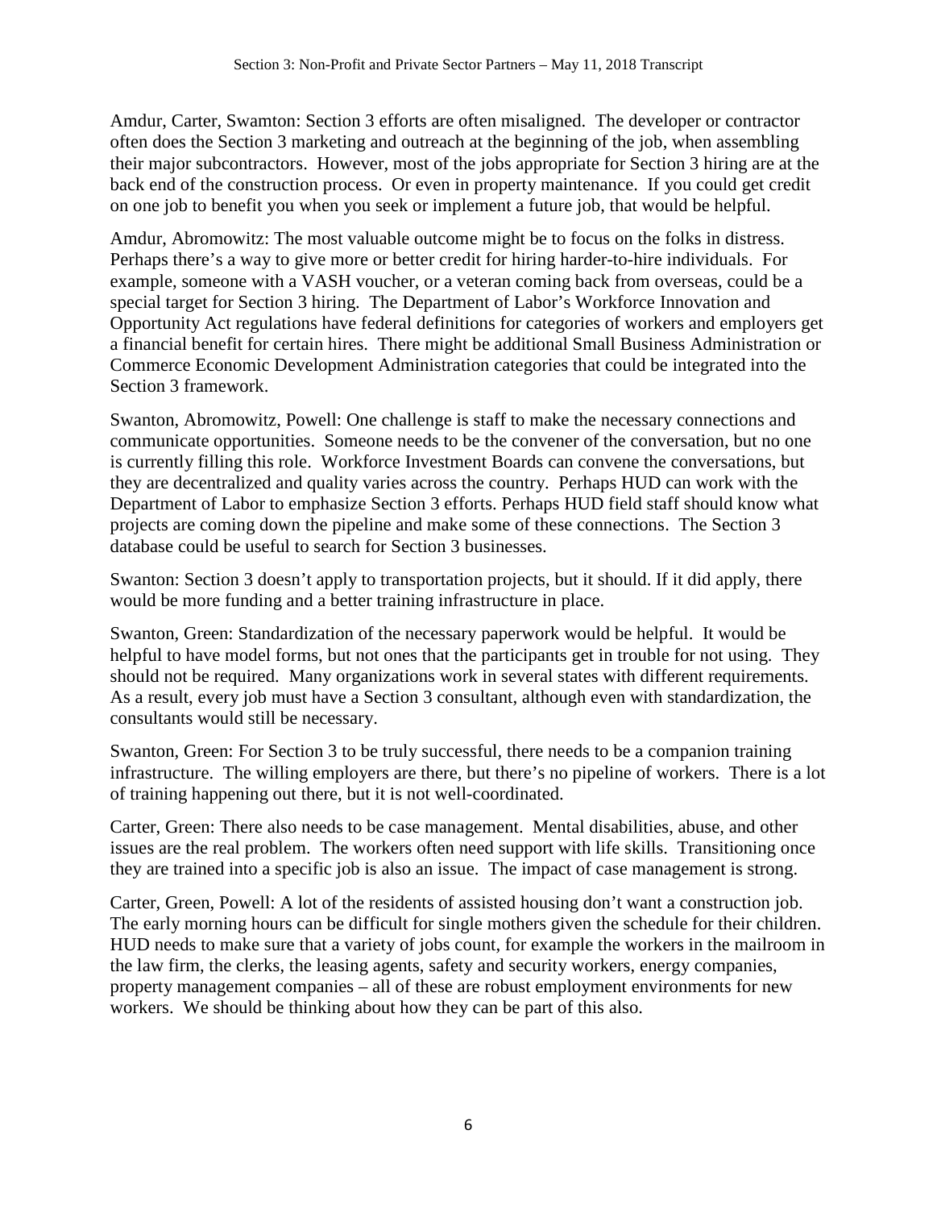Amdur, Carter, Swamton: Section 3 efforts are often misaligned. The developer or contractor often does the Section 3 marketing and outreach at the beginning of the job, when assembling their major subcontractors. However, most of the jobs appropriate for Section 3 hiring are at the back end of the construction process. Or even in property maintenance. If you could get credit on one job to benefit you when you seek or implement a future job, that would be helpful.

Amdur, Abromowitz: The most valuable outcome might be to focus on the folks in distress. Perhaps there's a way to give more or better credit for hiring harder-to-hire individuals. For example, someone with a VASH voucher, or a veteran coming back from overseas, could be a special target for Section 3 hiring. The Department of Labor's Workforce Innovation and Opportunity Act regulations have federal definitions for categories of workers and employers get a financial benefit for certain hires. There might be additional Small Business Administration or Commerce Economic Development Administration categories that could be integrated into the Section 3 framework.

Swanton, Abromowitz, Powell: One challenge is staff to make the necessary connections and communicate opportunities. Someone needs to be the convener of the conversation, but no one is currently filling this role. Workforce Investment Boards can convene the conversations, but they are decentralized and quality varies across the country. Perhaps HUD can work with the Department of Labor to emphasize Section 3 efforts. Perhaps HUD field staff should know what projects are coming down the pipeline and make some of these connections. The Section 3 database could be useful to search for Section 3 businesses.

Swanton: Section 3 doesn't apply to transportation projects, but it should. If it did apply, there would be more funding and a better training infrastructure in place.

Swanton, Green: Standardization of the necessary paperwork would be helpful. It would be helpful to have model forms, but not ones that the participants get in trouble for not using. They should not be required. Many organizations work in several states with different requirements. As a result, every job must have a Section 3 consultant, although even with standardization, the consultants would still be necessary.

Swanton, Green: For Section 3 to be truly successful, there needs to be a companion training infrastructure. The willing employers are there, but there's no pipeline of workers. There is a lot of training happening out there, but it is not well-coordinated.

Carter, Green: There also needs to be case management. Mental disabilities, abuse, and other issues are the real problem. The workers often need support with life skills. Transitioning once they are trained into a specific job is also an issue. The impact of case management is strong.

Carter, Green, Powell: A lot of the residents of assisted housing don't want a construction job. The early morning hours can be difficult for single mothers given the schedule for their children. HUD needs to make sure that a variety of jobs count, for example the workers in the mailroom in the law firm, the clerks, the leasing agents, safety and security workers, energy companies, property management companies – all of these are robust employment environments for new workers. We should be thinking about how they can be part of this also.